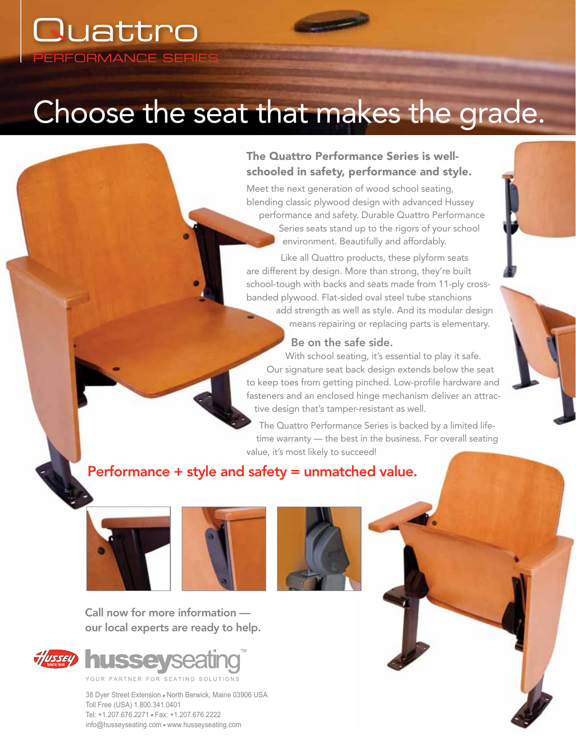# Quattro

PERFORMANCE SERIES

## Choose the seat that makes the grade.

### The Quattro Performance Series is well-schooled in safety, performance and style.

Meet the next generation of wood school seating, blending classic plywood design with advanced Hussey performance and safety. Durable Quattro Performance Series seats stand up to the rigors of your school environment. Beautifully and affordably.

Like all Quattro products, these plyform seats are different by design. More than strong, they're built school-tough with backs and seats made from 11-ply cross-banded plywood. Flat-sided oval steel tube stanchions add strength as well as style. And its modular design means repairing or replacing parts is elementary.

### Be on the safe side.

With school seating, it's essential to play it safe. Our signature seat back design extends below the seat to keep toes from getting pinched. Low-profile hardware and fasteners and an enclosed hinge mechanism deliver an attractive design that's tamper-resistant as well.

The Quattro Performance Series is backed by a limited lifetime warranty — the best in the business. For overall seating value, it's most likely to succeed!

**Performance + style and safety = unmatched value.**

Call now for more information — our local experts are ready to help.

HUSSEY SINCE 1835

husseyseating™

YOUR PARTNER FOR SEATING SOLUTIONS

38 Dyer Street Extension ▪ North Berwick, Maine 03906 USA
Toll Free (USA) 1.800.341.0401
Tel: +1.207.676.2271 ▪ Fax: +1.207.676.2222
info@husseyseating.com ▪ www.husseyseating.com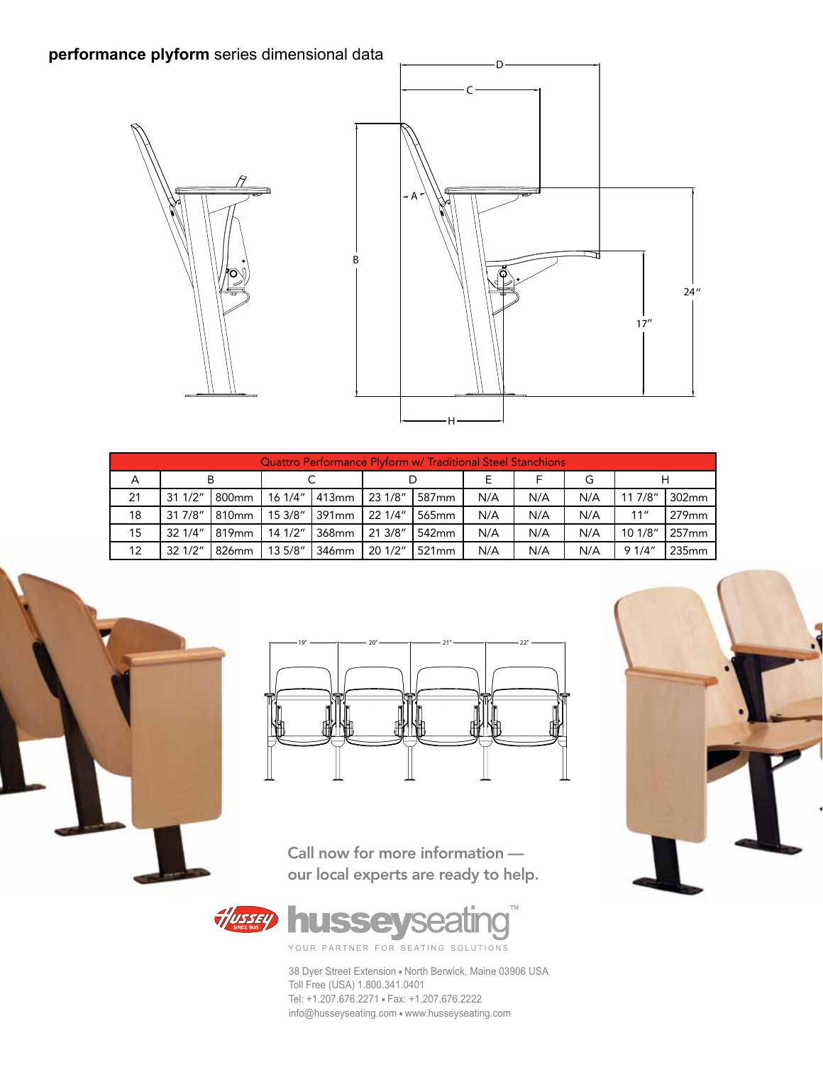**performance plyform** series dimensional data

D
C
A
B
24″
17″
H

| Quattro Performance Plyform w/ Traditional Steel Stanchions | | | | | | | | | | | |
|---|---|---|---|---|---|---|---|---|---|---|---|
| A | B | | C | | D | | E | F | G | H | |
| 21 | 31 1/2″ | 800mm | 16 1/4″ | 413mm | 23 1/8″ | 587mm | N/A | N/A | N/A | 11 7/8″ | 302mm |
| 18 | 31 7/8″ | 810mm | 15 3/8″ | 391mm | 22 1/4″ | 565mm | N/A | N/A | N/A | 11″ | 279mm |
| 15 | 32 1/4″ | 819mm | 14 1/2″ | 368mm | 21 3/8″ | 542mm | N/A | N/A | N/A | 10 1/8″ | 257mm |
| 12 | 32 1/2″ | 826mm | 13 5/8″ | 346mm | 20 1/2″ | 521mm | N/A | N/A | N/A | 9 1/4″ | 235mm |

19″ 20″ 21″ 22″

Call now for more information —
our local experts are ready to help.

husseyseating™
YOUR PARTNER FOR SEATING SOLUTIONS

38 Dyer Street Extension ▪ North Berwick, Maine 03906 USA
Toll Free (USA) 1.800.341.0401
Tel: +1.207.676.2271 ▪ Fax: +1.207.676.2222
info@husseyseating.com ▪ www.husseyseating.com